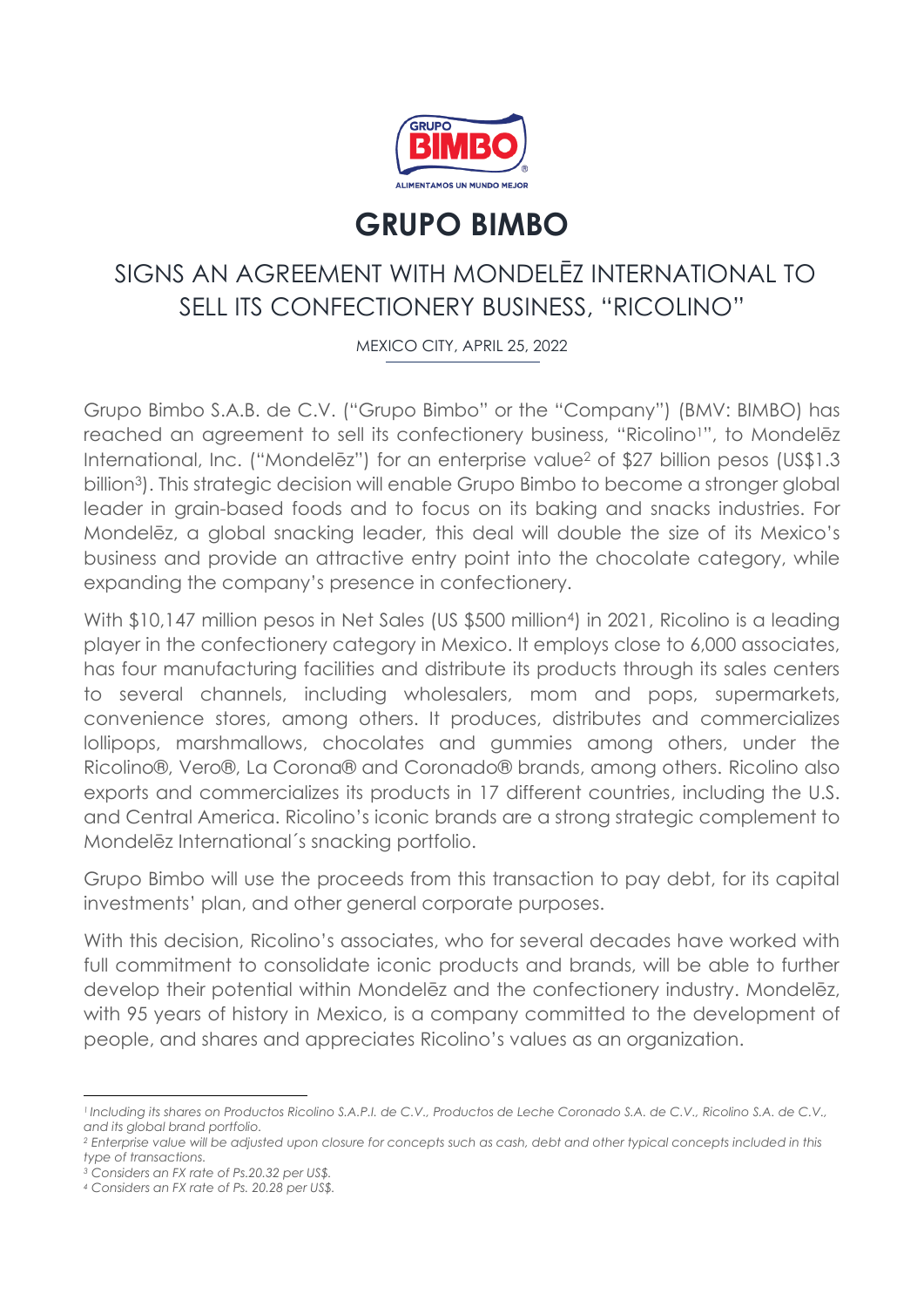# GRUPO BIMBO

## SIGNS AN AGREEMENT WITH MONDELĒZ INTERNATIONAL TO SELL ITS CONFECTIONERY BUSINESS, "RICOLINO"

MEXICO CITY, APRIL 25, 2022

Grupo Bimbo S.A.B. de C.V. ("Grupo Bimbo" or the "Company") (BMV: BIMBO) has reached an agreement to sell its confectionery business, "Ricolino[1]", to Mondelēz International, Inc. ("Mondelēz") for an enterprise value[2] of $27 billion pesos (US$1.3 billion[3]). This strategic decision will enable Grupo Bimbo to become a stronger global leader in grain-based foods and to focus on its baking and snacks industries. For Mondelēz, a global snacking leader, this deal will double the size of its Mexico's business and provide an attractive entry point into the chocolate category, while expanding the company's presence in confectionery.

With $10,147 million pesos in Net Sales (US $500 million[4]) in 2021, Ricolino is a leading player in the confectionery category in Mexico. It employs close to 6,000 associates, has four manufacturing facilities and distribute its products through its sales centers to several channels, including wholesalers, mom and pops, supermarkets, convenience stores, among others. It produces, distributes and commercializes lollipops, marshmallows, chocolates and gummies among others, under the Ricolino®, Vero®, La Corona® and Coronado® brands, among others. Ricolino also exports and commercializes its products in 17 different countries, including the U.S. and Central America. Ricolino's iconic brands are a strong strategic complement to Mondelēz International´s snacking portfolio.

Grupo Bimbo will use the proceeds from this transaction to pay debt, for its capital investments' plan, and other general corporate purposes.

With this decision, Ricolino's associates, who for several decades have worked with full commitment to consolidate iconic products and brands, will be able to further develop their potential within Mondelēz and the confectionery industry. Mondelēz, with 95 years of history in Mexico, is a company committed to the development of people, and shares and appreciates Ricolino's values as an organization.

---

*[1] Including its shares on Productos Ricolino S.A.P.I. de C.V., Productos de Leche Coronado S.A. de C.V., Ricolino S.A. de C.V., and its global brand portfolio.*

*[2] Enterprise value will be adjusted upon closure for concepts such as cash, debt and other typical concepts included in this type of transactions.*

*[3] Considers an FX rate of Ps.20.32 per US$.*

*[4] Considers an FX rate of Ps. 20.28 per US$.*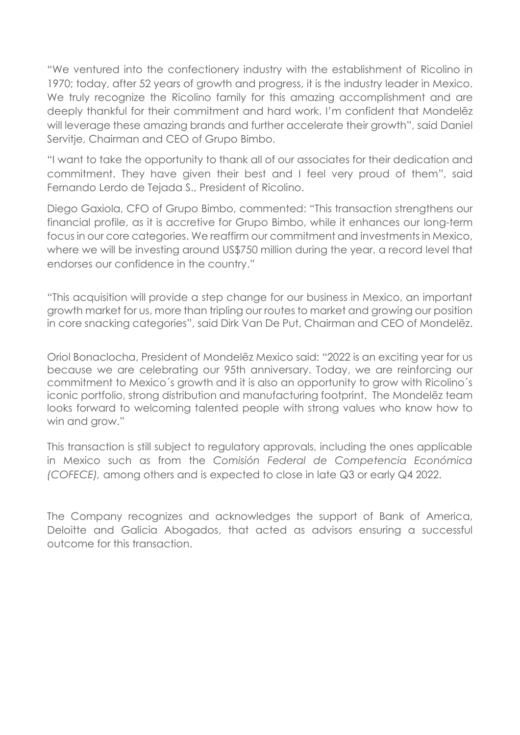"We ventured into the confectionery industry with the establishment of Ricolino in 1970; today, after 52 years of growth and progress, it is the industry leader in Mexico. We truly recognize the Ricolino family for this amazing accomplishment and are deeply thankful for their commitment and hard work. I'm confident that Mondelēz will leverage these amazing brands and further accelerate their growth", said Daniel Servitje, Chairman and CEO of Grupo Bimbo.

"I want to take the opportunity to thank all of our associates for their dedication and commitment. They have given their best and I feel very proud of them", said Fernando Lerdo de Tejada S., President of Ricolino.

Diego Gaxiola, CFO of Grupo Bimbo, commented: "This transaction strengthens our financial profile, as it is accretive for Grupo Bimbo, while it enhances our long-term focus in our core categories. We reaffirm our commitment and investments in Mexico, where we will be investing around US$750 million during the year, a record level that endorses our confidence in the country."

"This acquisition will provide a step change for our business in Mexico, an important growth market for us, more than tripling our routes to market and growing our position in core snacking categories", said Dirk Van De Put, Chairman and CEO of Mondelēz.

Oriol Bonaclocha, President of Mondelēz Mexico said: "2022 is an exciting year for us because we are celebrating our 95th anniversary. Today, we are reinforcing our commitment to Mexico´s growth and it is also an opportunity to grow with Ricolino´s iconic portfolio, strong distribution and manufacturing footprint. The Mondelēz team looks forward to welcoming talented people with strong values who know how to win and grow."

This transaction is still subject to regulatory approvals, including the ones applicable in Mexico such as from the *Comisión Federal de Competencia Económica (COFECE),* among others and is expected to close in late Q3 or early Q4 2022.

The Company recognizes and acknowledges the support of Bank of America, Deloitte and Galicia Abogados, that acted as advisors ensuring a successful outcome for this transaction.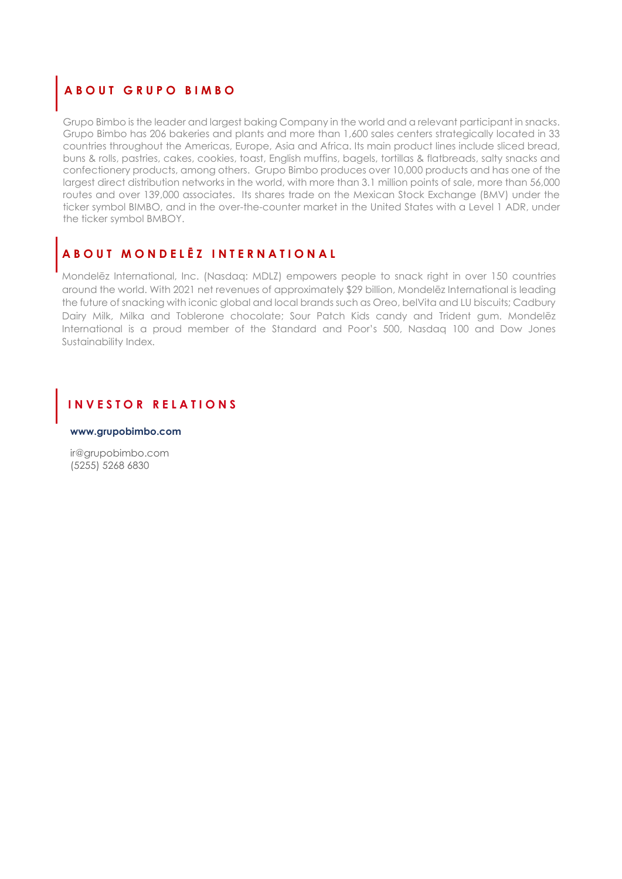## ABOUT GRUPO BIMBO

Grupo Bimbo is the leader and largest baking Company in the world and a relevant participant in snacks. Grupo Bimbo has 206 bakeries and plants and more than 1,600 sales centers strategically located in 33 countries throughout the Americas, Europe, Asia and Africa. Its main product lines include sliced bread, buns & rolls, pastries, cakes, cookies, toast, English muffins, bagels, tortillas & flatbreads, salty snacks and confectionery products, among others. Grupo Bimbo produces over 10,000 products and has one of the largest direct distribution networks in the world, with more than 3.1 million points of sale, more than 56,000 routes and over 139,000 associates. Its shares trade on the Mexican Stock Exchange (BMV) under the ticker symbol BIMBO, and in the over-the-counter market in the United States with a Level 1 ADR, under the ticker symbol BMBOY.

## ABOUT MONDELĒZ INTERNATIONAL

Mondelēz International, Inc. (Nasdaq: MDLZ) empowers people to snack right in over 150 countries around the world. With 2021 net revenues of approximately $29 billion, Mondelēz International is leading the future of snacking with iconic global and local brands such as Oreo, belVita and LU biscuits; Cadbury Dairy Milk, Milka and Toblerone chocolate; Sour Patch Kids candy and Trident gum. Mondelēz International is a proud member of the Standard and Poor's 500, Nasdaq 100 and Dow Jones Sustainability Index.

## INVESTOR RELATIONS

**www.grupobimbo.com**

ir@grupobimbo.com
(5255) 5268 6830